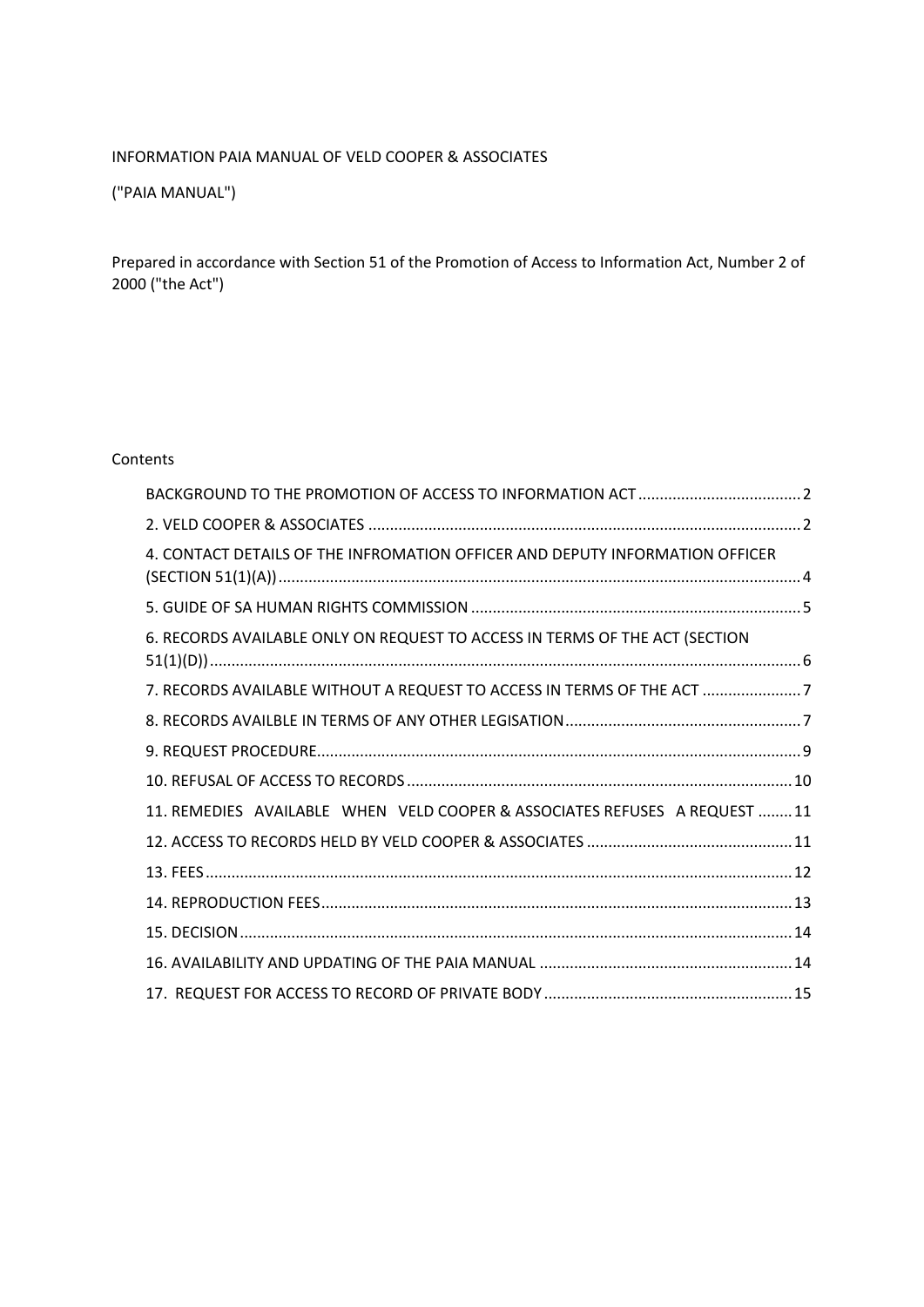INFORMATION PAIA MANUAL OF VELD COOPER & ASSOCIATES

("PAIA MANUAL")

Prepared in accordance with Section 51 of the Promotion of Access to Information Act, Number 2 of 2000 ("the Act")

Contents

BACKGROUND TO THE PROMOTION OF ACCESS TO INFORMATION ACT .......... 2

2. VELD COOPER & ASSOCIATES .......... 2

4. CONTACT DETAILS OF THE INFROMATION OFFICER AND DEPUTY INFORMATION OFFICER (SECTION 51(1)(A)) .......... 4

5. GUIDE OF SA HUMAN RIGHTS COMMISSION .......... 5

6. RECORDS AVAILABLE ONLY ON REQUEST TO ACCESS IN TERMS OF THE ACT (SECTION 51(1)(D)) .......... 6

7. RECORDS AVAILABLE WITHOUT A REQUEST TO ACCESS IN TERMS OF THE ACT .......... 7

8. RECORDS AVAILBLE IN TERMS OF ANY OTHER LEGISATION .......... 7

9. REQUEST PROCEDURE .......... 9

10. REFUSAL OF ACCESS TO RECORDS .......... 10

11. REMEDIES AVAILABLE WHEN VELD COOPER & ASSOCIATES REFUSES A REQUEST .......... 11

12. ACCESS TO RECORDS HELD BY VELD COOPER & ASSOCIATES .......... 11

13. FEES .......... 12

14. REPRODUCTION FEES .......... 13

15. DECISION .......... 14

16. AVAILABILITY AND UPDATING OF THE PAIA MANUAL .......... 14

17. REQUEST FOR ACCESS TO RECORD OF PRIVATE BODY .......... 15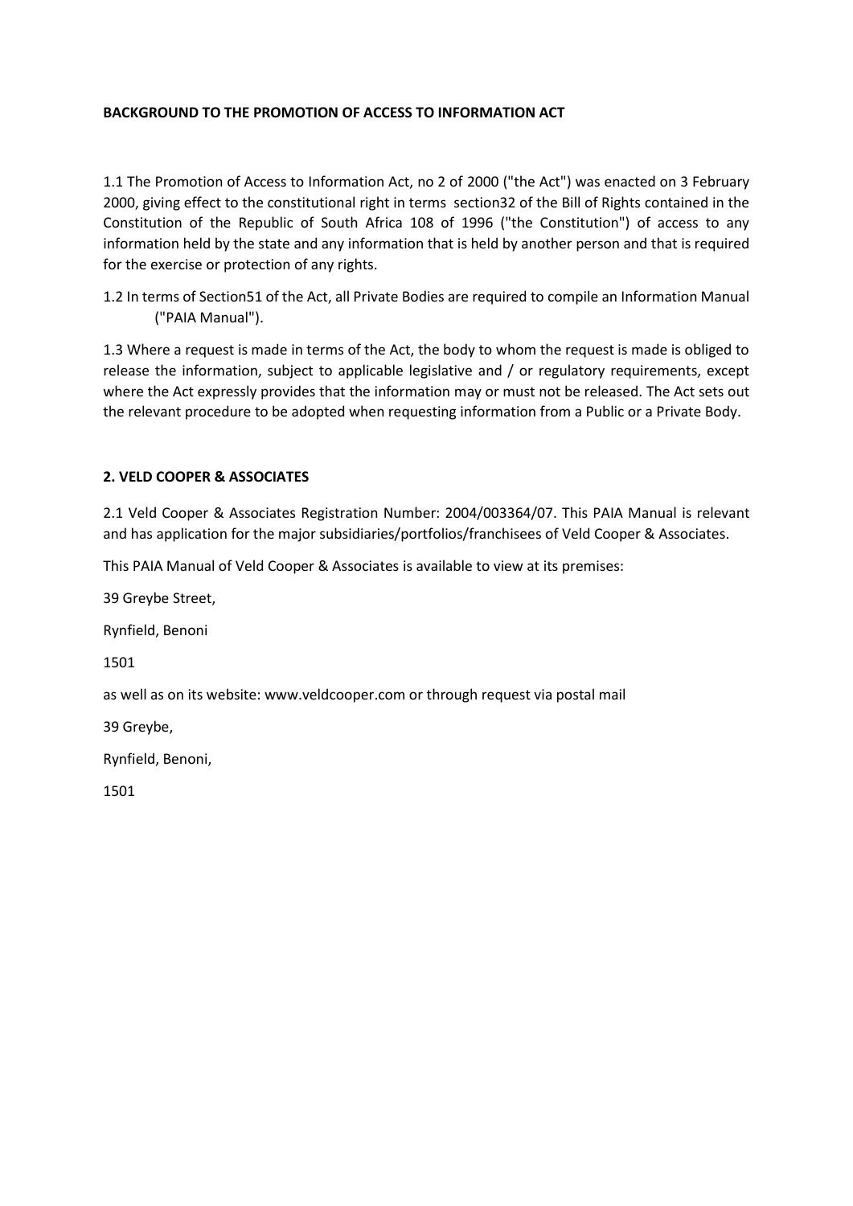**BACKGROUND TO THE PROMOTION OF ACCESS TO INFORMATION ACT**

1.1 The Promotion of Access to Information Act, no 2 of 2000 ("the Act") was enacted on 3 February 2000, giving effect to the constitutional right in terms section32 of the Bill of Rights contained in the Constitution of the Republic of South Africa 108 of 1996 ("the Constitution") of access to any information held by the state and any information that is held by another person and that is required for the exercise or protection of any rights.

1.2 In terms of Section51 of the Act, all Private Bodies are required to compile an Information Manual ("PAIA Manual").

1.3 Where a request is made in terms of the Act, the body to whom the request is made is obliged to release the information, subject to applicable legislative and / or regulatory requirements, except where the Act expressly provides that the information may or must not be released. The Act sets out the relevant procedure to be adopted when requesting information from a Public or a Private Body.

**2. VELD COOPER & ASSOCIATES**

2.1 Veld Cooper & Associates Registration Number: 2004/003364/07. This PAIA Manual is relevant and has application for the major subsidiaries/portfolios/franchisees of Veld Cooper & Associates.

This PAIA Manual of Veld Cooper & Associates is available to view at its premises:

39 Greybe Street,

Rynfield, Benoni

1501

as well as on its website: www.veldcooper.com or through request via postal mail

39 Greybe,

Rynfield, Benoni,

1501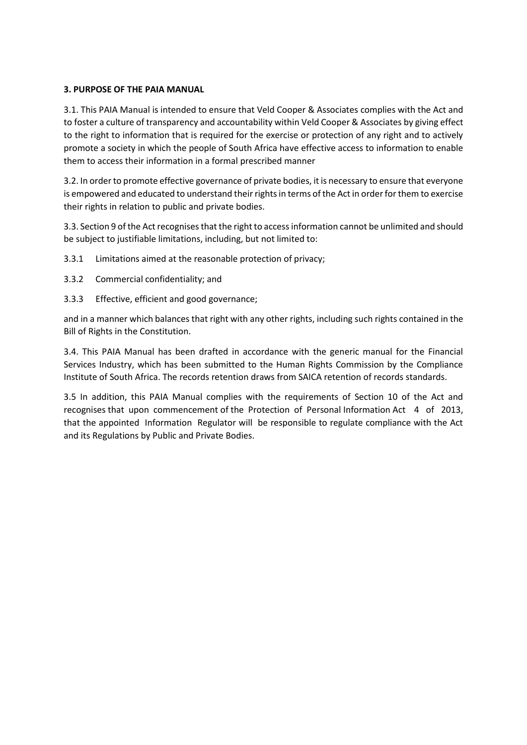## 3. PURPOSE OF THE PAIA MANUAL

3.1. This PAIA Manual is intended to ensure that Veld Cooper & Associates complies with the Act and to foster a culture of transparency and accountability within Veld Cooper & Associates by giving effect to the right to information that is required for the exercise or protection of any right and to actively promote a society in which the people of South Africa have effective access to information to enable them to access their information in a formal prescribed manner

3.2. In order to promote effective governance of private bodies, it is necessary to ensure that everyone is empowered and educated to understand their rights in terms of the Act in order for them to exercise their rights in relation to public and private bodies.

3.3. Section 9 of the Act recognises that the right to access information cannot be unlimited and should be subject to justifiable limitations, including, but not limited to:

3.3.1 Limitations aimed at the reasonable protection of privacy;

3.3.2 Commercial confidentiality; and

3.3.3 Effective, efficient and good governance;

and in a manner which balances that right with any other rights, including such rights contained in the Bill of Rights in the Constitution.

3.4. This PAIA Manual has been drafted in accordance with the generic manual for the Financial Services Industry, which has been submitted to the Human Rights Commission by the Compliance Institute of South Africa. The records retention draws from SAICA retention of records standards.

3.5 In addition, this PAIA Manual complies with the requirements of Section 10 of the Act and recognises that upon commencement of the Protection of Personal Information Act 4 of 2013, that the appointed Information Regulator will be responsible to regulate compliance with the Act and its Regulations by Public and Private Bodies.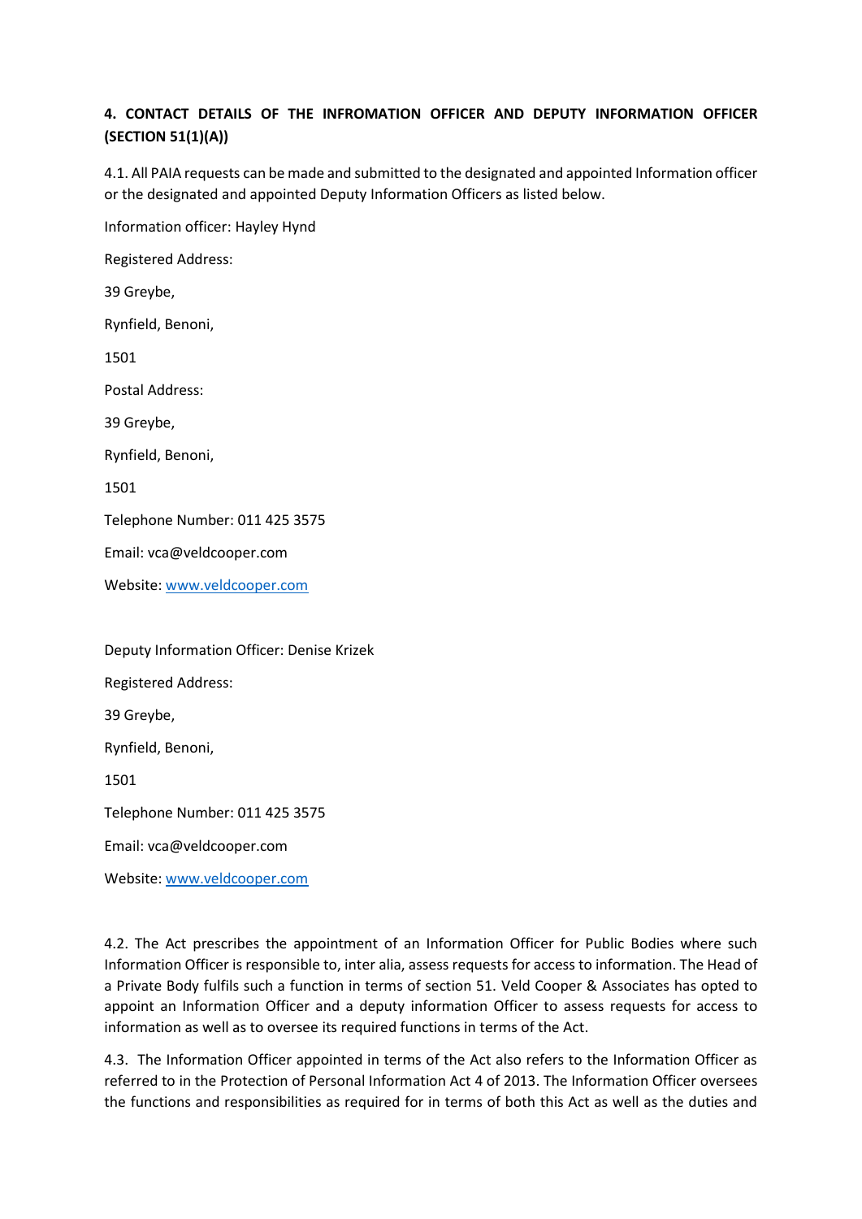**4. CONTACT DETAILS OF THE INFROMATION OFFICER AND DEPUTY INFORMATION OFFICER (SECTION 51(1)(A))**

4.1. All PAIA requests can be made and submitted to the designated and appointed Information officer or the designated and appointed Deputy Information Officers as listed below.

Information officer: Hayley Hynd

Registered Address:

39 Greybe,

Rynfield, Benoni,

1501

Postal Address:

39 Greybe,

Rynfield, Benoni,

1501

Telephone Number: 011 425 3575

Email: vca@veldcooper.com

Website: [www.veldcooper.com](www.veldcooper.com)

Deputy Information Officer: Denise Krizek

Registered Address:

39 Greybe,

Rynfield, Benoni,

1501

Telephone Number: 011 425 3575

Email: vca@veldcooper.com

Website: [www.veldcooper.com](www.veldcooper.com)

4.2. The Act prescribes the appointment of an Information Officer for Public Bodies where such Information Officer is responsible to, inter alia, assess requests for access to information. The Head of a Private Body fulfils such a function in terms of section 51. Veld Cooper & Associates has opted to appoint an Information Officer and a deputy information Officer to assess requests for access to information as well as to oversee its required functions in terms of the Act.

4.3. The Information Officer appointed in terms of the Act also refers to the Information Officer as referred to in the Protection of Personal Information Act 4 of 2013. The Information Officer oversees the functions and responsibilities as required for in terms of both this Act as well as the duties and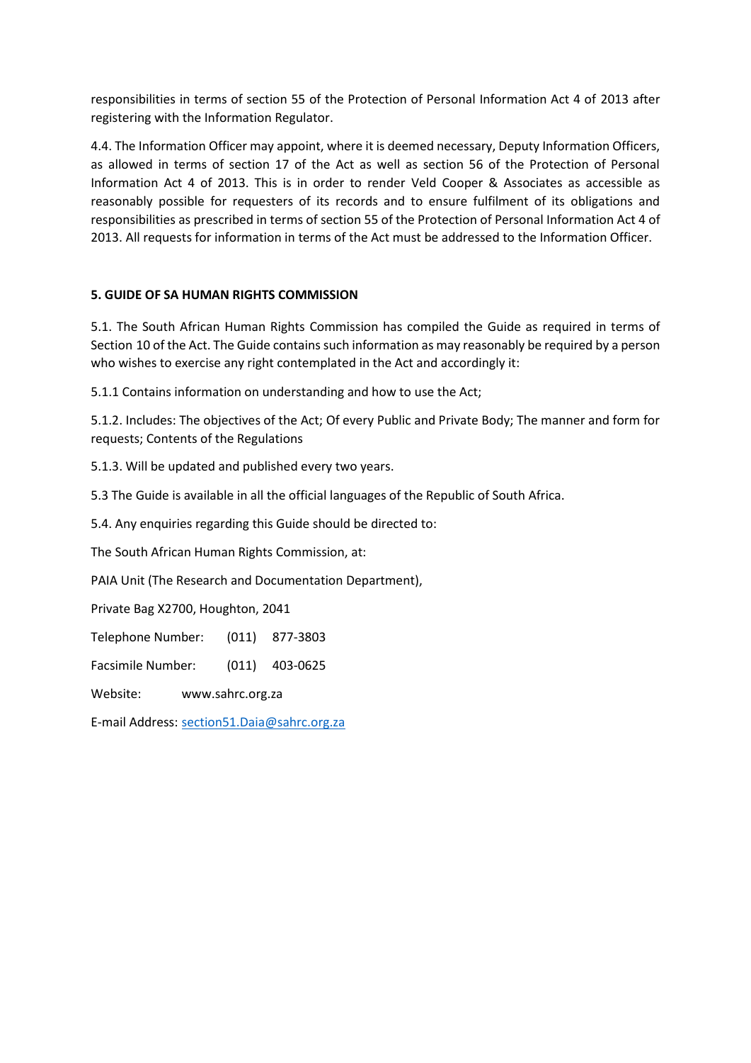responsibilities in terms of section 55 of the Protection of Personal Information Act 4 of 2013 after registering with the Information Regulator.

4.4. The Information Officer may appoint, where it is deemed necessary, Deputy Information Officers, as allowed in terms of section 17 of the Act as well as section 56 of the Protection of Personal Information Act 4 of 2013. This is in order to render Veld Cooper & Associates as accessible as reasonably possible for requesters of its records and to ensure fulfilment of its obligations and responsibilities as prescribed in terms of section 55 of the Protection of Personal Information Act 4 of 2013. All requests for information in terms of the Act must be addressed to the Information Officer.

## 5. GUIDE OF SA HUMAN RIGHTS COMMISSION

5.1. The South African Human Rights Commission has compiled the Guide as required in terms of Section 10 of the Act. The Guide contains such information as may reasonably be required by a person who wishes to exercise any right contemplated in the Act and accordingly it:

5.1.1 Contains information on understanding and how to use the Act;

5.1.2. Includes: The objectives of the Act; Of every Public and Private Body; The manner and form for requests; Contents of the Regulations

5.1.3. Will be updated and published every two years.

5.3 The Guide is available in all the official languages of the Republic of South Africa.

5.4. Any enquiries regarding this Guide should be directed to:

The South African Human Rights Commission, at:

PAIA Unit (The Research and Documentation Department),

Private Bag X2700, Houghton, 2041

Telephone Number: (011) 877-3803

Facsimile Number: (011) 403-0625

Website: www.sahrc.org.za

E-mail Address: section51.Daia@sahrc.org.za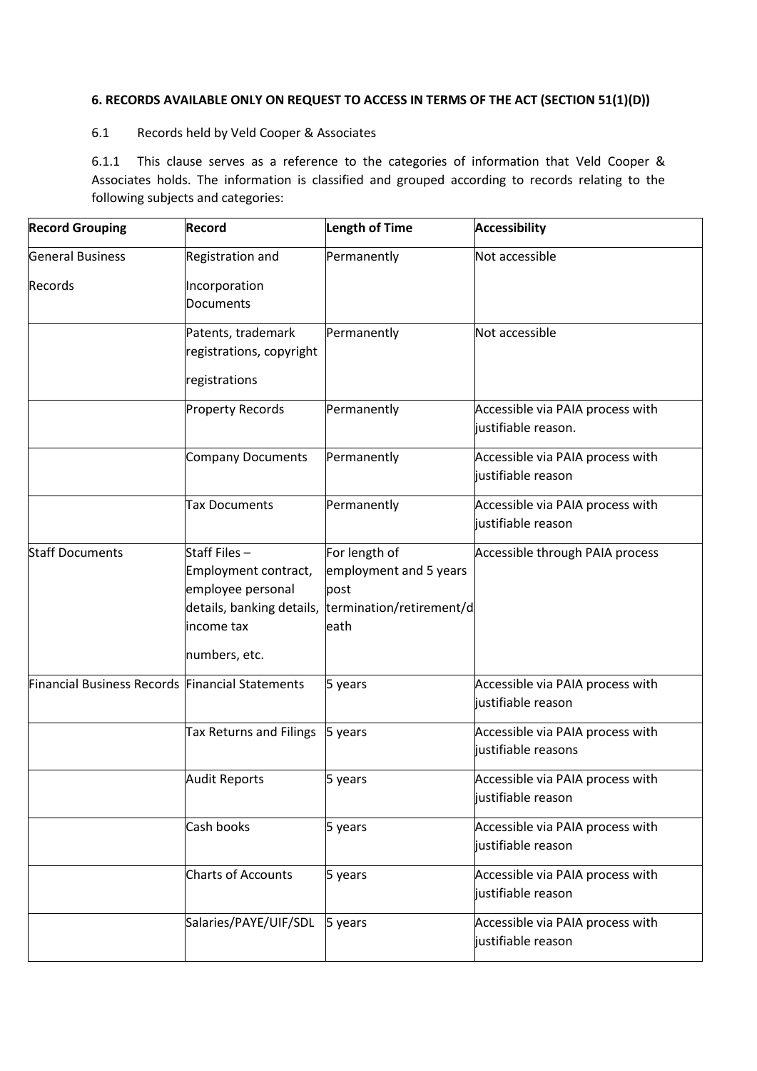### 6. RECORDS AVAILABLE ONLY ON REQUEST TO ACCESS IN TERMS OF THE ACT (SECTION 51(1)(D))

6.1 Records held by Veld Cooper & Associates

6.1.1 This clause serves as a reference to the categories of information that Veld Cooper & Associates holds. The information is classified and grouped according to records relating to the following subjects and categories:

| Record Grouping | Record | Length of Time | Accessibility |
|---|---|---|---|
| General Business Records | Registration and Incorporation Documents | Permanently | Not accessible |
| | Patents, trademark registrations, copyright registrations | Permanently | Not accessible |
| | Property Records | Permanently | Accessible via PAIA process with justifiable reason. |
| | Company Documents | Permanently | Accessible via PAIA process with justifiable reason |
| | Tax Documents | Permanently | Accessible via PAIA process with justifiable reason |
| Staff Documents | Staff Files – Employment contract, employee personal details, banking details, income tax numbers, etc. | For length of employment and 5 years post termination/retirement/death | Accessible through PAIA process |
| Financial Business Records | Financial Statements | 5 years | Accessible via PAIA process with justifiable reason |
| | Tax Returns and Filings | 5 years | Accessible via PAIA process with justifiable reasons |
| | Audit Reports | 5 years | Accessible via PAIA process with justifiable reason |
| | Cash books | 5 years | Accessible via PAIA process with justifiable reason |
| | Charts of Accounts | 5 years | Accessible via PAIA process with justifiable reason |
| | Salaries/PAYE/UIF/SDL | 5 years | Accessible via PAIA process with justifiable reason |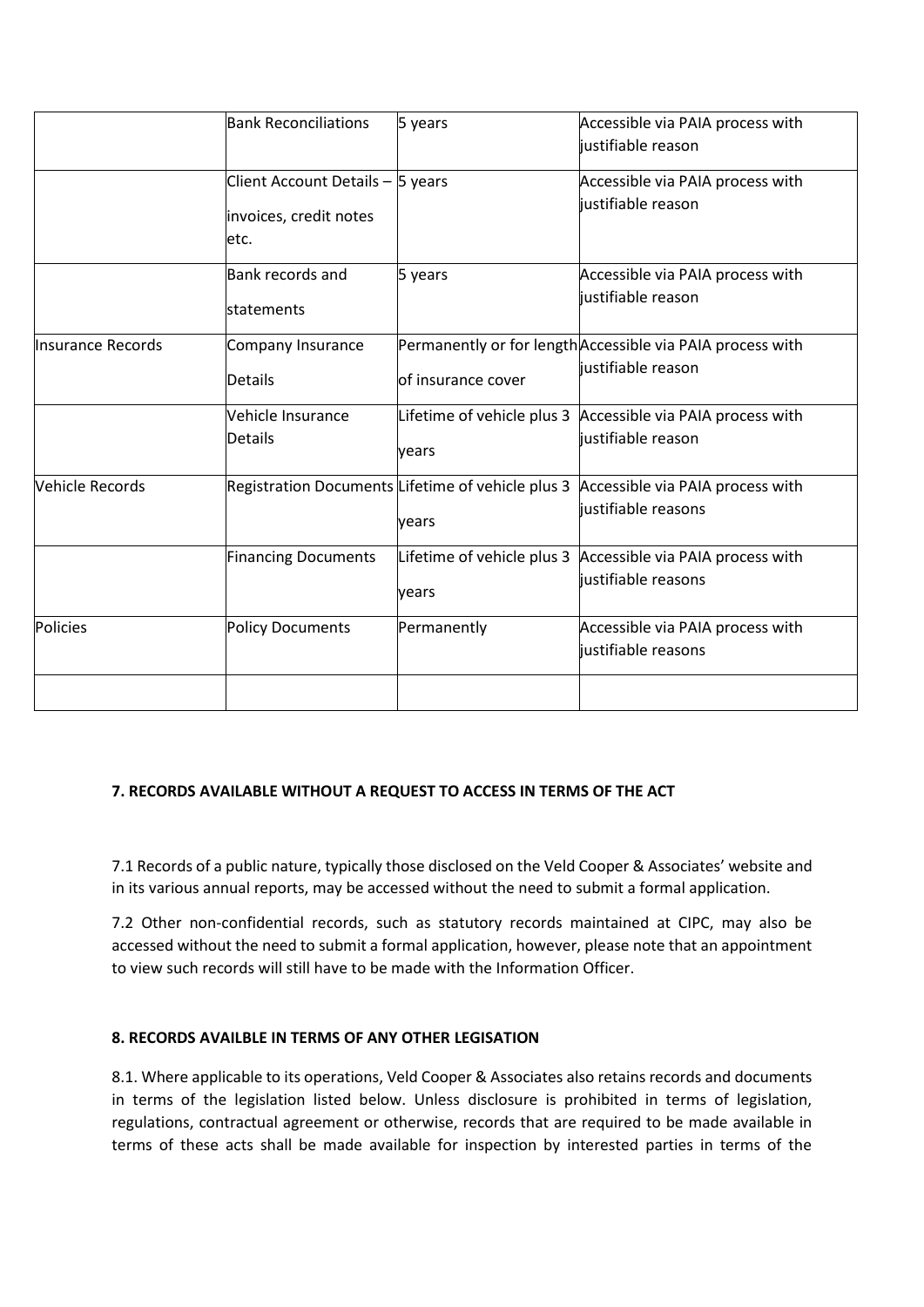| | | | |
|---|---|---|---|
| | Bank Reconciliations | 5 years | Accessible via PAIA process with justifiable reason |
| | Client Account Details – invoices, credit notes etc. | 5 years | Accessible via PAIA process with justifiable reason |
| | Bank records and statements | 5 years | Accessible via PAIA process with justifiable reason |
| Insurance Records | Company Insurance Details | Permanently or for length of insurance cover | Accessible via PAIA process with justifiable reason |
| | Vehicle Insurance Details | Lifetime of vehicle plus 3 years | Accessible via PAIA process with justifiable reason |
| Vehicle Records | Registration Documents | Lifetime of vehicle plus 3 years | Accessible via PAIA process with justifiable reasons |
| | Financing Documents | Lifetime of vehicle plus 3 years | Accessible via PAIA process with justifiable reasons |
| Policies | Policy Documents | Permanently | Accessible via PAIA process with justifiable reasons |
| | | | |

**7. RECORDS AVAILABLE WITHOUT A REQUEST TO ACCESS IN TERMS OF THE ACT**

7.1 Records of a public nature, typically those disclosed on the Veld Cooper & Associates' website and in its various annual reports, may be accessed without the need to submit a formal application.

7.2 Other non-confidential records, such as statutory records maintained at CIPC, may also be accessed without the need to submit a formal application, however, please note that an appointment to view such records will still have to be made with the Information Officer.

**8. RECORDS AVAILBLE IN TERMS OF ANY OTHER LEGISATION**

8.1. Where applicable to its operations, Veld Cooper & Associates also retains records and documents in terms of the legislation listed below. Unless disclosure is prohibited in terms of legislation, regulations, contractual agreement or otherwise, records that are required to be made available in terms of these acts shall be made available for inspection by interested parties in terms of the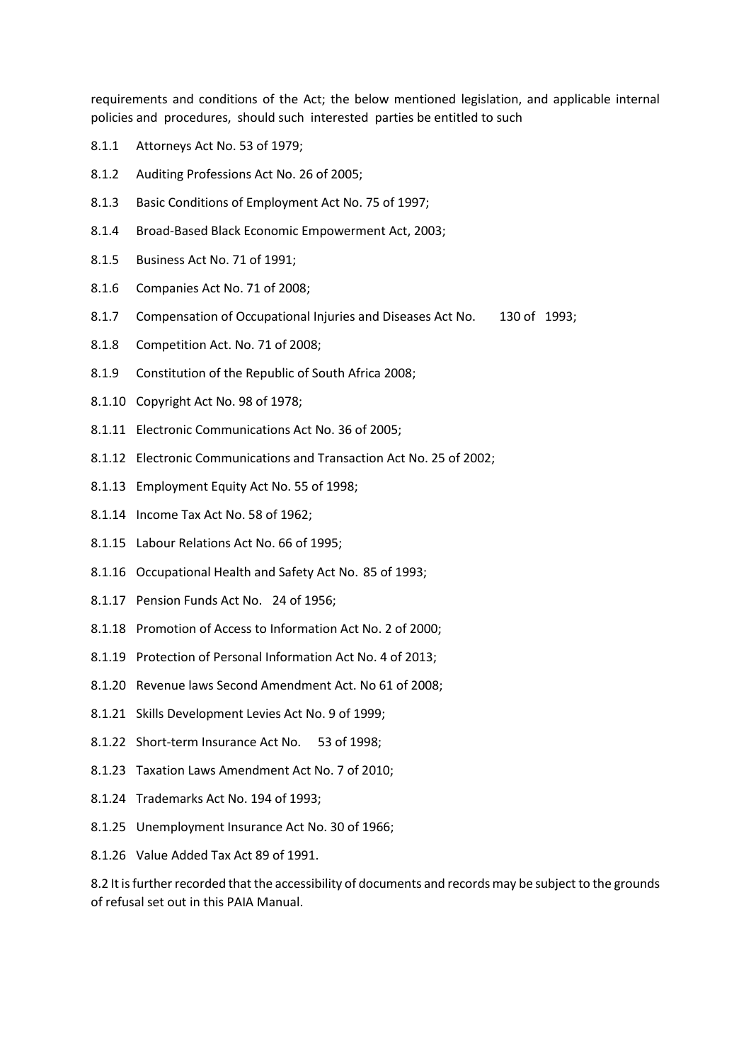requirements and conditions of the Act; the below mentioned legislation, and applicable internal policies and procedures, should such interested parties be entitled to such

8.1.1 Attorneys Act No. 53 of 1979;

8.1.2 Auditing Professions Act No. 26 of 2005;

8.1.3 Basic Conditions of Employment Act No. 75 of 1997;

8.1.4 Broad-Based Black Economic Empowerment Act, 2003;

8.1.5 Business Act No. 71 of 1991;

8.1.6 Companies Act No. 71 of 2008;

8.1.7 Compensation of Occupational Injuries and Diseases Act No. 130 of 1993;

8.1.8 Competition Act. No. 71 of 2008;

8.1.9 Constitution of the Republic of South Africa 2008;

8.1.10 Copyright Act No. 98 of 1978;

8.1.11 Electronic Communications Act No. 36 of 2005;

8.1.12 Electronic Communications and Transaction Act No. 25 of 2002;

8.1.13 Employment Equity Act No. 55 of 1998;

8.1.14 Income Tax Act No. 58 of 1962;

8.1.15 Labour Relations Act No. 66 of 1995;

8.1.16 Occupational Health and Safety Act No. 85 of 1993;

8.1.17 Pension Funds Act No. 24 of 1956;

8.1.18 Promotion of Access to Information Act No. 2 of 2000;

8.1.19 Protection of Personal Information Act No. 4 of 2013;

8.1.20 Revenue laws Second Amendment Act. No 61 of 2008;

8.1.21 Skills Development Levies Act No. 9 of 1999;

8.1.22 Short-term Insurance Act No. 53 of 1998;

8.1.23 Taxation Laws Amendment Act No. 7 of 2010;

8.1.24 Trademarks Act No. 194 of 1993;

8.1.25 Unemployment Insurance Act No. 30 of 1966;

8.1.26 Value Added Tax Act 89 of 1991.

8.2 It is further recorded that the accessibility of documents and records may be subject to the grounds of refusal set out in this PAIA Manual.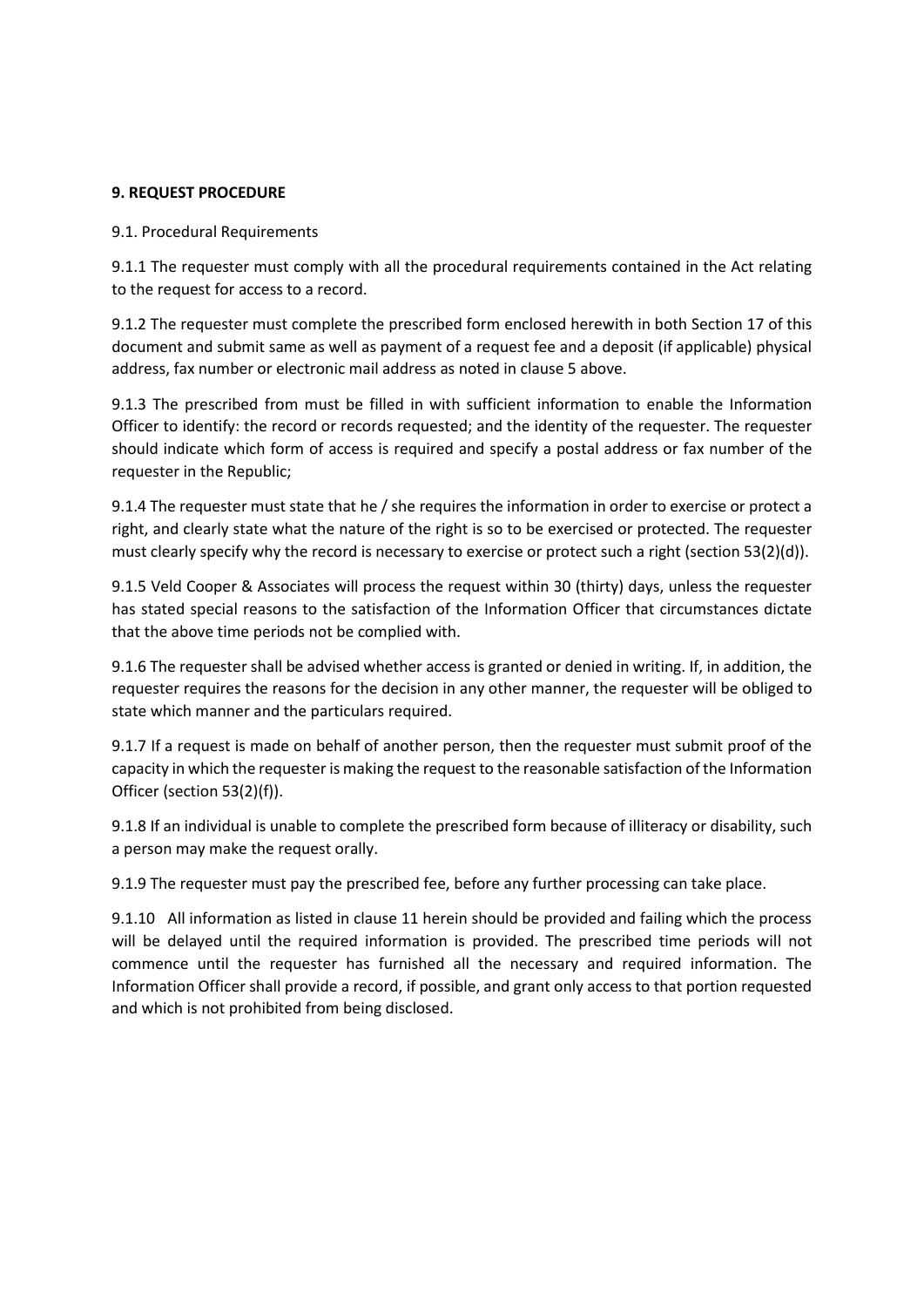**9. REQUEST PROCEDURE**

9.1. Procedural Requirements

9.1.1 The requester must comply with all the procedural requirements contained in the Act relating to the request for access to a record.

9.1.2 The requester must complete the prescribed form enclosed herewith in both Section 17 of this document and submit same as well as payment of a request fee and a deposit (if applicable) physical address, fax number or electronic mail address as noted in clause 5 above.

9.1.3 The prescribed from must be filled in with sufficient information to enable the Information Officer to identify: the record or records requested; and the identity of the requester. The requester should indicate which form of access is required and specify a postal address or fax number of the requester in the Republic;

9.1.4 The requester must state that he / she requires the information in order to exercise or protect a right, and clearly state what the nature of the right is so to be exercised or protected. The requester must clearly specify why the record is necessary to exercise or protect such a right (section 53(2)(d)).

9.1.5 Veld Cooper & Associates will process the request within 30 (thirty) days, unless the requester has stated special reasons to the satisfaction of the Information Officer that circumstances dictate that the above time periods not be complied with.

9.1.6 The requester shall be advised whether access is granted or denied in writing. If, in addition, the requester requires the reasons for the decision in any other manner, the requester will be obliged to state which manner and the particulars required.

9.1.7 If a request is made on behalf of another person, then the requester must submit proof of the capacity in which the requester is making the request to the reasonable satisfaction of the Information Officer (section 53(2)(f)).

9.1.8 If an individual is unable to complete the prescribed form because of illiteracy or disability, such a person may make the request orally.

9.1.9 The requester must pay the prescribed fee, before any further processing can take place.

9.1.10 All information as listed in clause 11 herein should be provided and failing which the process will be delayed until the required information is provided. The prescribed time periods will not commence until the requester has furnished all the necessary and required information. The Information Officer shall provide a record, if possible, and grant only access to that portion requested and which is not prohibited from being disclosed.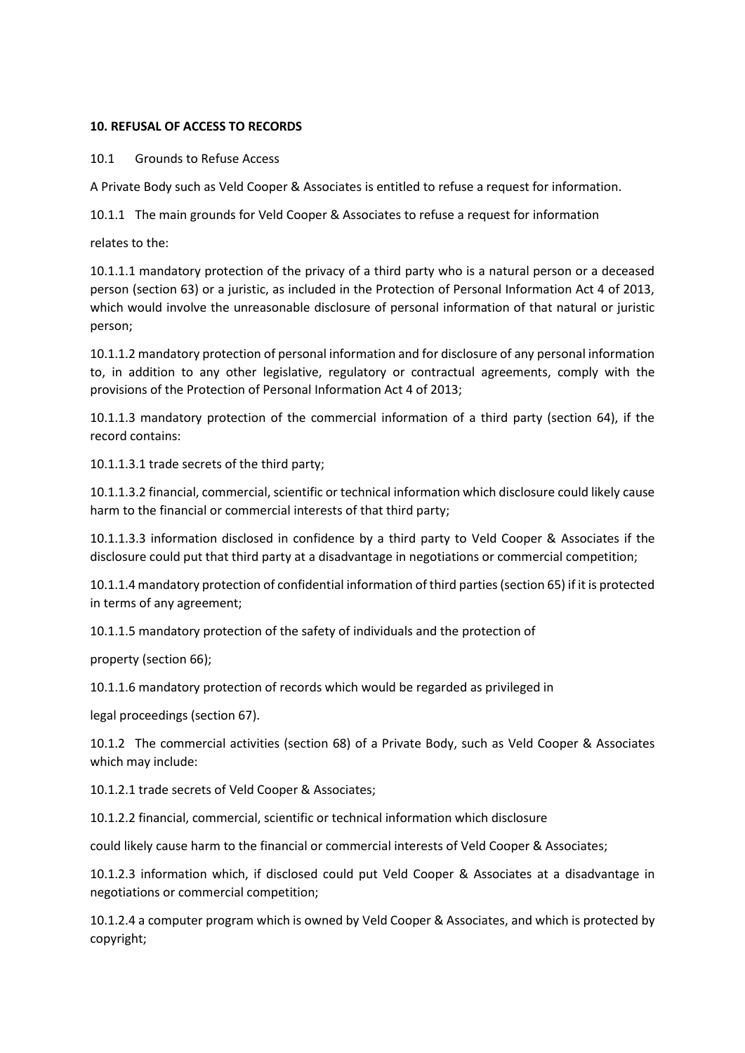**10. REFUSAL OF ACCESS TO RECORDS**

10.1 Grounds to Refuse Access

A Private Body such as Veld Cooper & Associates is entitled to refuse a request for information.

10.1.1 The main grounds for Veld Cooper & Associates to refuse a request for information relates to the:

10.1.1.1 mandatory protection of the privacy of a third party who is a natural person or a deceased person (section 63) or a juristic, as included in the Protection of Personal Information Act 4 of 2013, which would involve the unreasonable disclosure of personal information of that natural or juristic person;

10.1.1.2 mandatory protection of personal information and for disclosure of any personal information to, in addition to any other legislative, regulatory or contractual agreements, comply with the provisions of the Protection of Personal Information Act 4 of 2013;

10.1.1.3 mandatory protection of the commercial information of a third party (section 64), if the record contains:

10.1.1.3.1 trade secrets of the third party;

10.1.1.3.2 financial, commercial, scientific or technical information which disclosure could likely cause harm to the financial or commercial interests of that third party;

10.1.1.3.3 information disclosed in confidence by a third party to Veld Cooper & Associates if the disclosure could put that third party at a disadvantage in negotiations or commercial competition;

10.1.1.4 mandatory protection of confidential information of third parties (section 65) if it is protected in terms of any agreement;

10.1.1.5 mandatory protection of the safety of individuals and the protection of property (section 66);

10.1.1.6 mandatory protection of records which would be regarded as privileged in legal proceedings (section 67).

10.1.2 The commercial activities (section 68) of a Private Body, such as Veld Cooper & Associates which may include:

10.1.2.1 trade secrets of Veld Cooper & Associates;

10.1.2.2 financial, commercial, scientific or technical information which disclosure could likely cause harm to the financial or commercial interests of Veld Cooper & Associates;

10.1.2.3 information which, if disclosed could put Veld Cooper & Associates at a disadvantage in negotiations or commercial competition;

10.1.2.4 a computer program which is owned by Veld Cooper & Associates, and which is protected by copyright;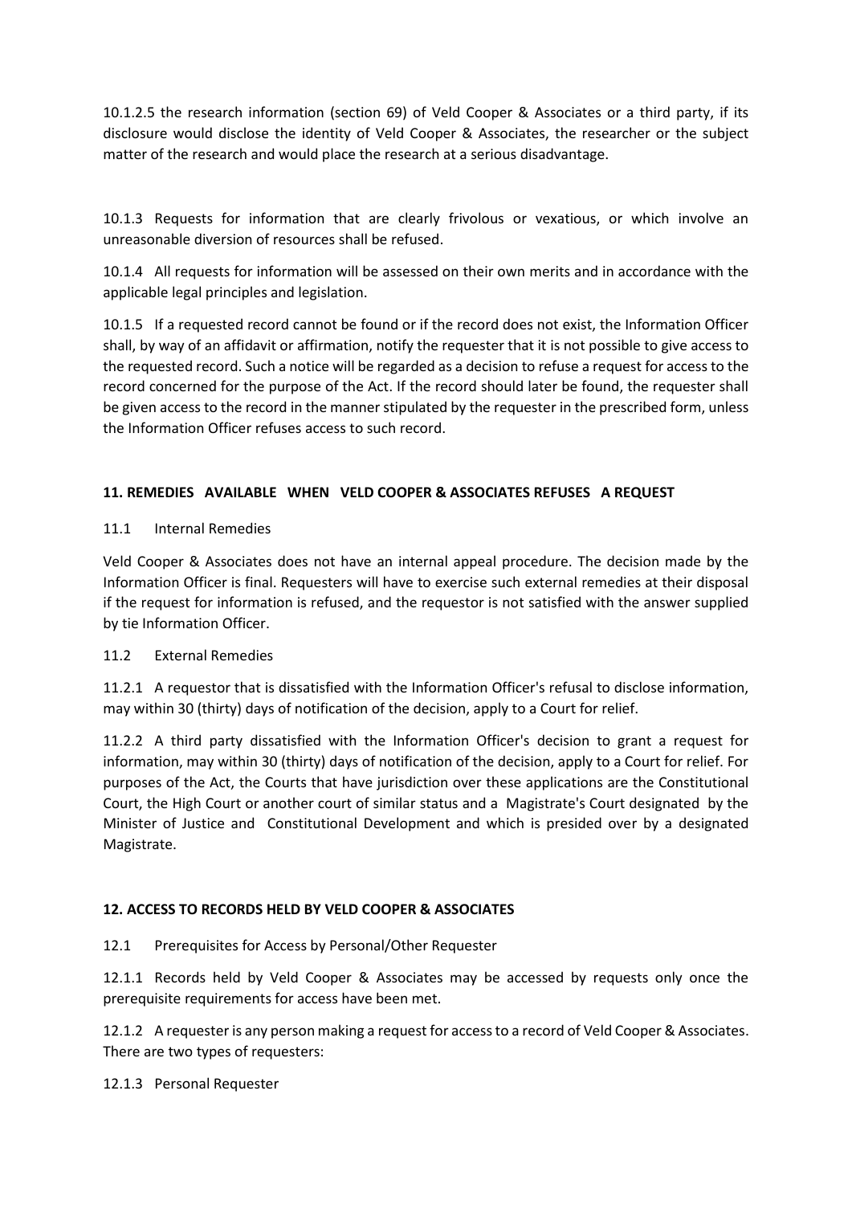10.1.2.5 the research information (section 69) of Veld Cooper & Associates or a third party, if its disclosure would disclose the identity of Veld Cooper & Associates, the researcher or the subject matter of the research and would place the research at a serious disadvantage.

10.1.3 Requests for information that are clearly frivolous or vexatious, or which involve an unreasonable diversion of resources shall be refused.

10.1.4 All requests for information will be assessed on their own merits and in accordance with the applicable legal principles and legislation.

10.1.5 If a requested record cannot be found or if the record does not exist, the Information Officer shall, by way of an affidavit or affirmation, notify the requester that it is not possible to give access to the requested record. Such a notice will be regarded as a decision to refuse a request for access to the record concerned for the purpose of the Act. If the record should later be found, the requester shall be given access to the record in the manner stipulated by the requester in the prescribed form, unless the Information Officer refuses access to such record.

## 11. REMEDIES AVAILABLE WHEN VELD COOPER & ASSOCIATES REFUSES A REQUEST

11.1 Internal Remedies

Veld Cooper & Associates does not have an internal appeal procedure. The decision made by the Information Officer is final. Requesters will have to exercise such external remedies at their disposal if the request for information is refused, and the requestor is not satisfied with the answer supplied by tie Information Officer.

11.2 External Remedies

11.2.1 A requestor that is dissatisfied with the Information Officer's refusal to disclose information, may within 30 (thirty) days of notification of the decision, apply to a Court for relief.

11.2.2 A third party dissatisfied with the Information Officer's decision to grant a request for information, may within 30 (thirty) days of notification of the decision, apply to a Court for relief. For purposes of the Act, the Courts that have jurisdiction over these applications are the Constitutional Court, the High Court or another court of similar status and a Magistrate's Court designated by the Minister of Justice and Constitutional Development and which is presided over by a designated Magistrate.

## 12. ACCESS TO RECORDS HELD BY VELD COOPER & ASSOCIATES

12.1 Prerequisites for Access by Personal/Other Requester

12.1.1 Records held by Veld Cooper & Associates may be accessed by requests only once the prerequisite requirements for access have been met.

12.1.2 A requester is any person making a request for access to a record of Veld Cooper & Associates. There are two types of requesters:

12.1.3 Personal Requester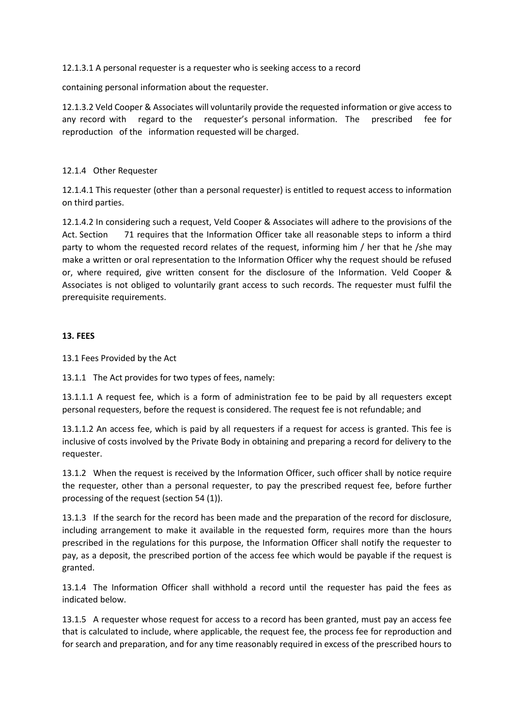12.1.3.1 A personal requester is a requester who is seeking access to a record

containing personal information about the requester.

12.1.3.2 Veld Cooper & Associates will voluntarily provide the requested information or give access to any record with regard to the requester's personal information. The prescribed fee for reproduction of the information requested will be charged.

12.1.4 Other Requester

12.1.4.1 This requester (other than a personal requester) is entitled to request access to information on third parties.

12.1.4.2 In considering such a request, Veld Cooper & Associates will adhere to the provisions of the Act. Section 71 requires that the Information Officer take all reasonable steps to inform a third party to whom the requested record relates of the request, informing him / her that he /she may make a written or oral representation to the Information Officer why the request should be refused or, where required, give written consent for the disclosure of the Information. Veld Cooper & Associates is not obliged to voluntarily grant access to such records. The requester must fulfil the prerequisite requirements.

**13. FEES**

13.1 Fees Provided by the Act

13.1.1 The Act provides for two types of fees, namely:

13.1.1.1 A request fee, which is a form of administration fee to be paid by all requesters except personal requesters, before the request is considered. The request fee is not refundable; and

13.1.1.2 An access fee, which is paid by all requesters if a request for access is granted. This fee is inclusive of costs involved by the Private Body in obtaining and preparing a record for delivery to the requester.

13.1.2 When the request is received by the Information Officer, such officer shall by notice require the requester, other than a personal requester, to pay the prescribed request fee, before further processing of the request (section 54 (1)).

13.1.3 If the search for the record has been made and the preparation of the record for disclosure, including arrangement to make it available in the requested form, requires more than the hours prescribed in the regulations for this purpose, the Information Officer shall notify the requester to pay, as a deposit, the prescribed portion of the access fee which would be payable if the request is granted.

13.1.4 The Information Officer shall withhold a record until the requester has paid the fees as indicated below.

13.1.5 A requester whose request for access to a record has been granted, must pay an access fee that is calculated to include, where applicable, the request fee, the process fee for reproduction and for search and preparation, and for any time reasonably required in excess of the prescribed hours to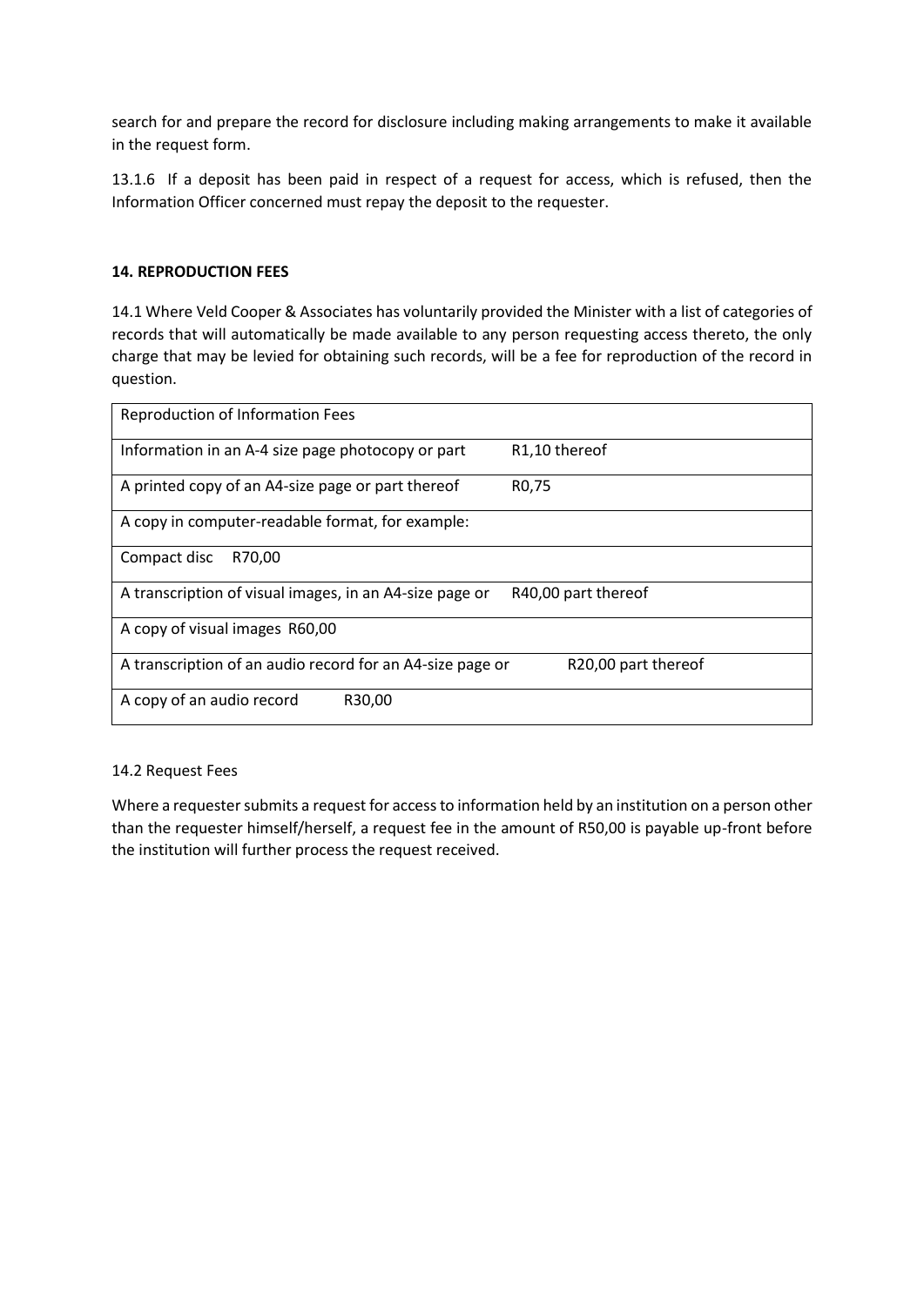search for and prepare the record for disclosure including making arrangements to make it available in the request form.

13.1.6 If a deposit has been paid in respect of a request for access, which is refused, then the Information Officer concerned must repay the deposit to the requester.

**14. REPRODUCTION FEES**

14.1 Where Veld Cooper & Associates has voluntarily provided the Minister with a list of categories of records that will automatically be made available to any person requesting access thereto, the only charge that may be levied for obtaining such records, will be a fee for reproduction of the record in question.

| Reproduction of Information Fees | |
|---|---|
| Information in an A-4 size page photocopy or part | R1,10 thereof |
| A printed copy of an A4-size page or part thereof | R0,75 |
| A copy in computer-readable format, for example: | |
| Compact disc R70,00 | |
| A transcription of visual images, in an A4-size page or | R40,00 part thereof |
| A copy of visual images R60,00 | |
| A transcription of an audio record for an A4-size page or | R20,00 part thereof |
| A copy of an audio record R30,00 | |

14.2 Request Fees

Where a requester submits a request for access to information held by an institution on a person other than the requester himself/herself, a request fee in the amount of R50,00 is payable up-front before the institution will further process the request received.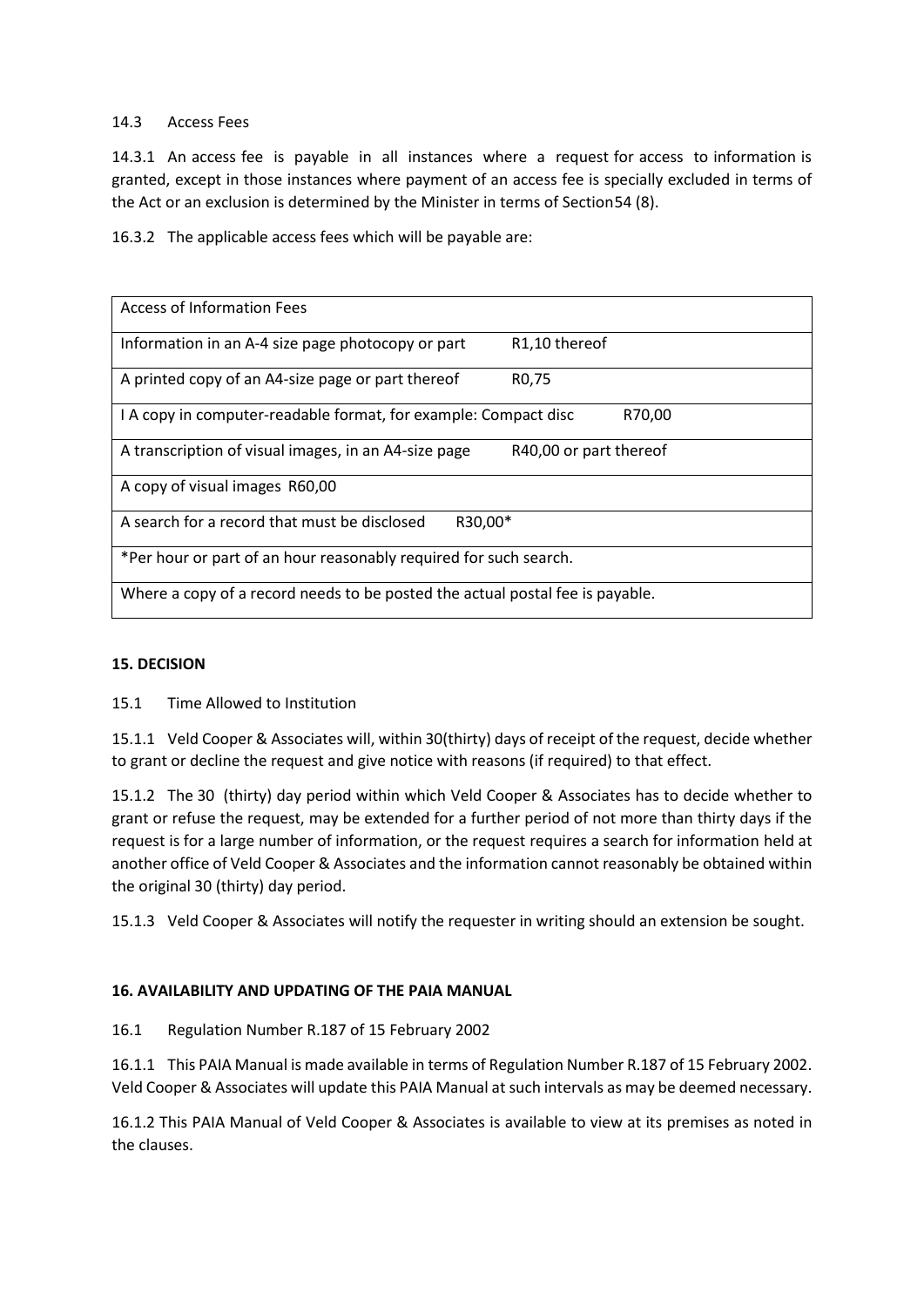14.3 Access Fees

14.3.1 An access fee is payable in all instances where a request for access to information is granted, except in those instances where payment of an access fee is specially excluded in terms of the Act or an exclusion is determined by the Minister in terms of Section54 (8).

16.3.2 The applicable access fees which will be payable are:

| Access of Information Fees | |
|---|---|
| Information in an A-4 size page photocopy or part | R1,10 thereof |
| A printed copy of an A4-size page or part thereof | R0,75 |
| I A copy in computer-readable format, for example: Compact disc | R70,00 |
| A transcription of visual images, in an A4-size page | R40,00 or part thereof |
| A copy of visual images R60,00 | |
| A search for a record that must be disclosed | R30,00* |
| *Per hour or part of an hour reasonably required for such search. | |
| Where a copy of a record needs to be posted the actual postal fee is payable. | |

**15. DECISION**

15.1 Time Allowed to Institution

15.1.1 Veld Cooper & Associates will, within 30(thirty) days of receipt of the request, decide whether to grant or decline the request and give notice with reasons (if required) to that effect.

15.1.2 The 30 (thirty) day period within which Veld Cooper & Associates has to decide whether to grant or refuse the request, may be extended for a further period of not more than thirty days if the request is for a large number of information, or the request requires a search for information held at another office of Veld Cooper & Associates and the information cannot reasonably be obtained within the original 30 (thirty) day period.

15.1.3 Veld Cooper & Associates will notify the requester in writing should an extension be sought.

**16. AVAILABILITY AND UPDATING OF THE PAIA MANUAL**

16.1 Regulation Number R.187 of 15 February 2002

16.1.1 This PAIA Manual is made available in terms of Regulation Number R.187 of 15 February 2002. Veld Cooper & Associates will update this PAIA Manual at such intervals as may be deemed necessary.

16.1.2 This PAIA Manual of Veld Cooper & Associates is available to view at its premises as noted in the clauses.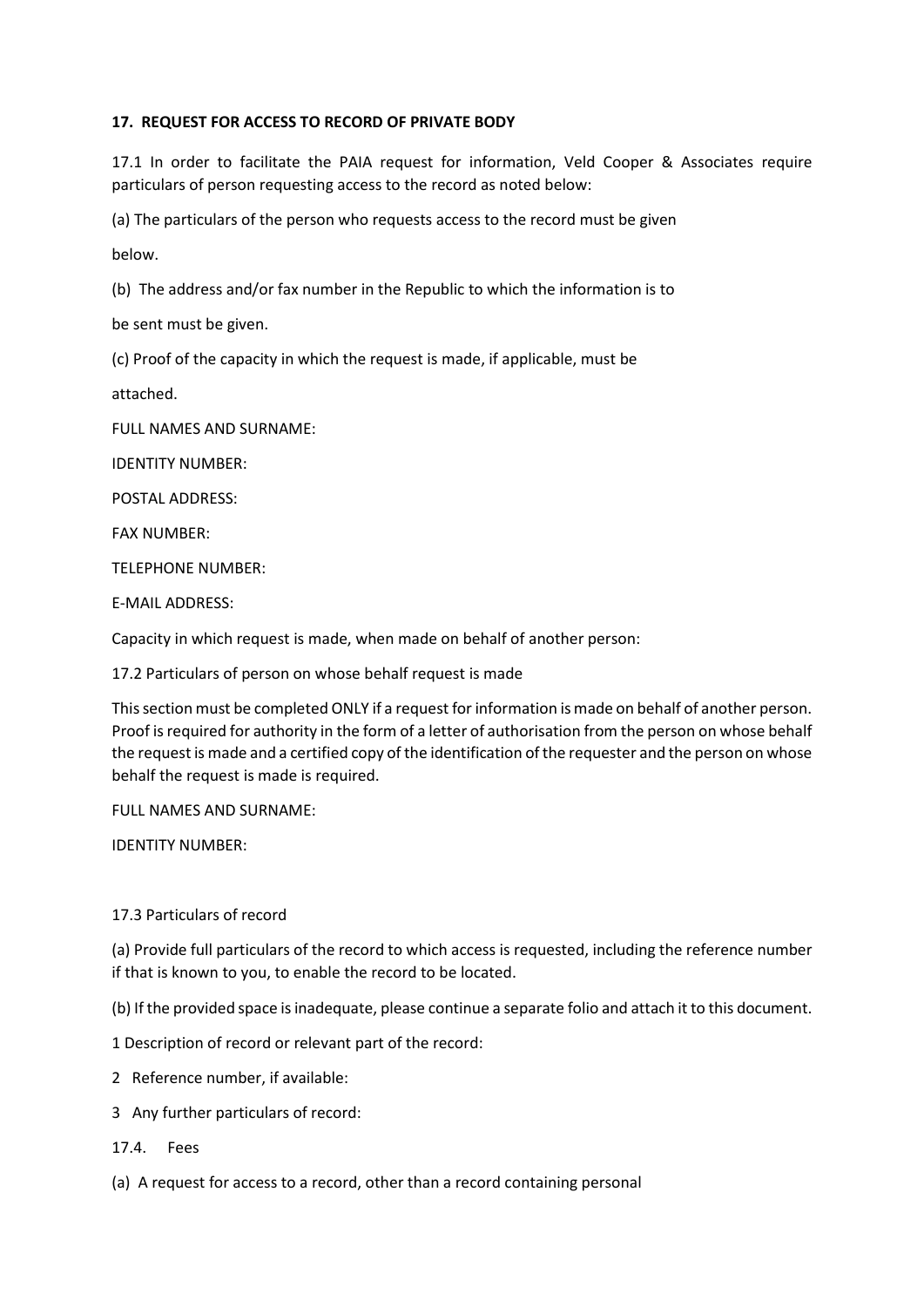**17. REQUEST FOR ACCESS TO RECORD OF PRIVATE BODY**

17.1 In order to facilitate the PAIA request for information, Veld Cooper & Associates require particulars of person requesting access to the record as noted below:

(a) The particulars of the person who requests access to the record must be given below.

(b) The address and/or fax number in the Republic to which the information is to be sent must be given.

(c) Proof of the capacity in which the request is made, if applicable, must be attached.

FULL NAMES AND SURNAME:

IDENTITY NUMBER:

POSTAL ADDRESS:

FAX NUMBER:

TELEPHONE NUMBER:

E-MAIL ADDRESS:

Capacity in which request is made, when made on behalf of another person:

17.2 Particulars of person on whose behalf request is made

This section must be completed ONLY if a request for information is made on behalf of another person. Proof is required for authority in the form of a letter of authorisation from the person on whose behalf the request is made and a certified copy of the identification of the requester and the person on whose behalf the request is made is required.

FULL NAMES AND SURNAME:

IDENTITY NUMBER:

17.3 Particulars of record

(a) Provide full particulars of the record to which access is requested, including the reference number if that is known to you, to enable the record to be located.

(b) If the provided space is inadequate, please continue a separate folio and attach it to this document.

1 Description of record or relevant part of the record:

2 Reference number, if available:

3 Any further particulars of record:

17.4. Fees

(a) A request for access to a record, other than a record containing personal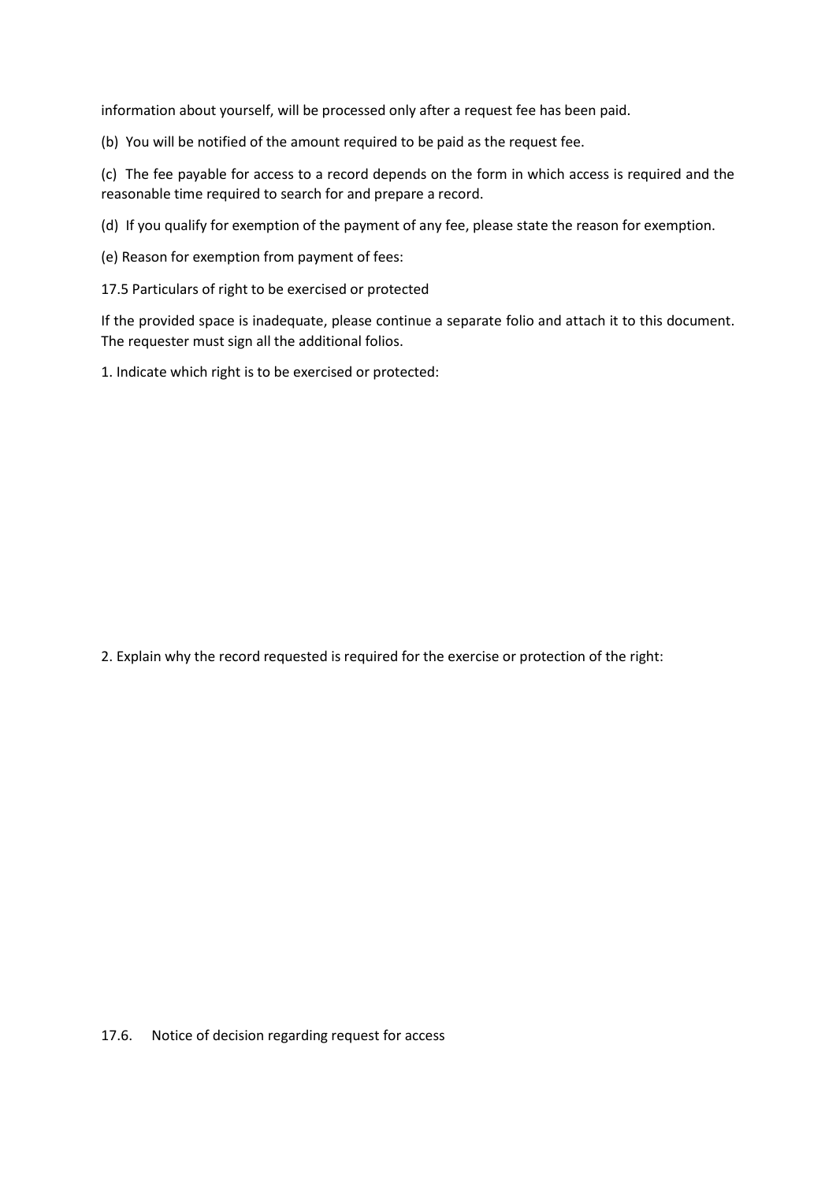information about yourself, will be processed only after a request fee has been paid.

(b) You will be notified of the amount required to be paid as the request fee.

(c) The fee payable for access to a record depends on the form in which access is required and the reasonable time required to search for and prepare a record.

(d) If you qualify for exemption of the payment of any fee, please state the reason for exemption.

(e) Reason for exemption from payment of fees:

17.5 Particulars of right to be exercised or protected

If the provided space is inadequate, please continue a separate folio and attach it to this document. The requester must sign all the additional folios.

1. Indicate which right is to be exercised or protected:

2. Explain why the record requested is required for the exercise or protection of the right:

17.6. Notice of decision regarding request for access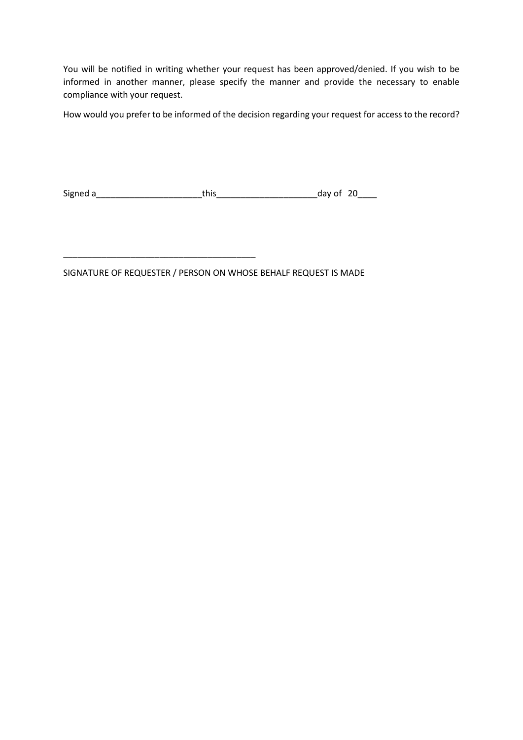You will be notified in writing whether your request has been approved/denied. If you wish to be informed in another manner, please specify the manner and provide the necessary to enable compliance with your request.

How would you prefer to be informed of the decision regarding your request for access to the record?

Signed a______________________this_____________________day of 20____

_________________________________________

SIGNATURE OF REQUESTER / PERSON ON WHOSE BEHALF REQUEST IS MADE